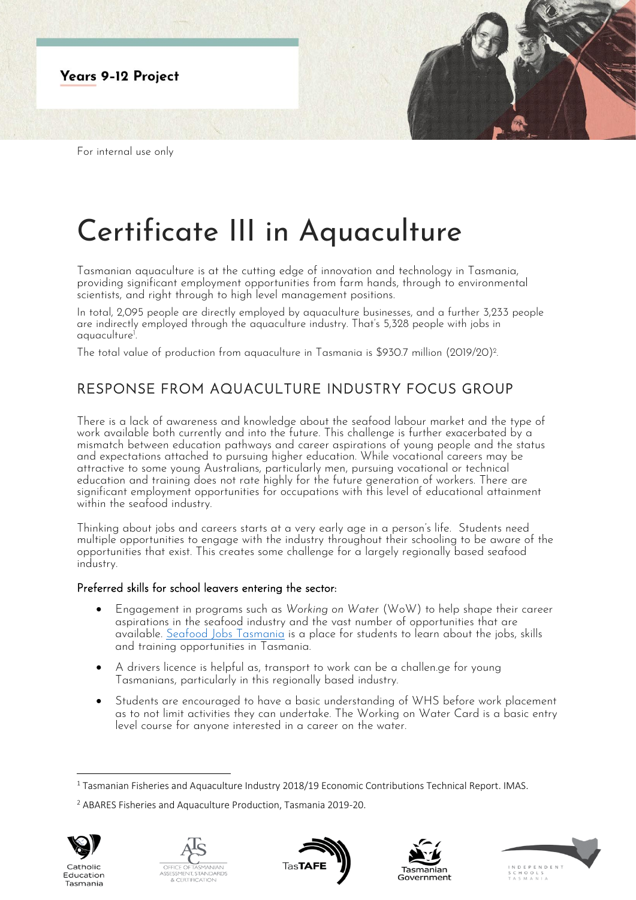**Years 9-12 Project**

For internal use only

# Certificate III in Aquaculture

Tasmanian aquaculture is at the cutting edge of innovation and technology in Tasmania, providing significant employment opportunities from farm hands, through to environmental scientists, and right through to high level management positions.

In total, 2,095 people are directly employed by aquaculture businesses, and a further 3,233 people are indirectly employed through the aquaculture industry. That's 5,328 people with jobs in aquaculture[1].

The total value of production from aquaculture in Tasmania is $930.7 million (2019/20)[2].

## RESPONSE FROM AQUACULTURE INDUSTRY FOCUS GROUP

There is a lack of awareness and knowledge about the seafood labour market and the type of work available both currently and into the future. This challenge is further exacerbated by a mismatch between education pathways and career aspirations of young people and the status and expectations attached to pursuing higher education. While vocational careers may be attractive to some young Australians, particularly men, pursuing vocational or technical education and training does not rate highly for the future generation of workers. There are significant employment opportunities for occupations with this level of educational attainment within the seafood industry.

Thinking about jobs and careers starts at a very early age in a person's life. Students need multiple opportunities to engage with the industry throughout their schooling to be aware of the opportunities that exist. This creates some challenge for a largely regionally based seafood industry.

### Preferred skills for school leavers entering the sector:

- Engagement in programs such as *Working on Water* (WoW) to help shape their career aspirations in the seafood industry and the vast number of opportunities that are available. Seafood Jobs Tasmania is a place for students to learn about the jobs, skills and training opportunities in Tasmania.
- A drivers licence is helpful as, transport to work can be a challen.ge for young Tasmanians, particularly in this regionally based industry.
- Students are encouraged to have a basic understanding of WHS before work placement as to not limit activities they can undertake. The Working on Water Card is a basic entry level course for anyone interested in a career on the water.

[1] Tasmanian Fisheries and Aquaculture Industry 2018/19 Economic Contributions Technical Report. IMAS.

[2] ABARES Fisheries and Aquaculture Production, Tasmania 2019-20.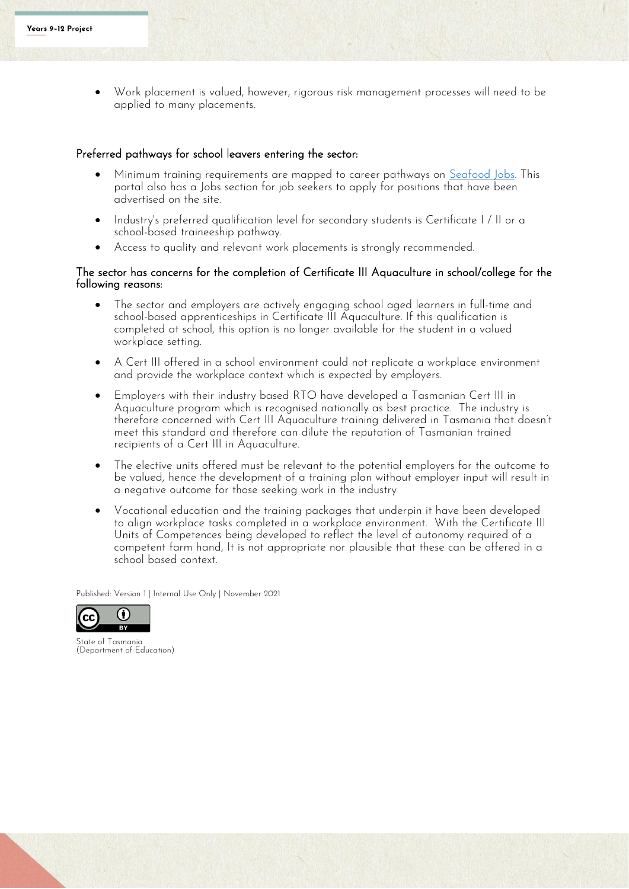- Work placement is valued, however, rigorous risk management processes will need to be applied to many placements.

### Preferred pathways for school leavers entering the sector:

- Minimum training requirements are mapped to career pathways on [Seafood Jobs](). This portal also has a Jobs section for job seekers to apply for positions that have been advertised on the site.
- Industry's preferred qualification level for secondary students is Certificate I / II or a school-based traineeship pathway.
- Access to quality and relevant work placements is strongly recommended.

### The sector has concerns for the completion of Certificate III Aquaculture in school/college for the following reasons:

- The sector and employers are actively engaging school aged learners in full-time and school-based apprenticeships in Certificate III Aquaculture. If this qualification is completed at school, this option is no longer available for the student in a valued workplace setting.
- A Cert III offered in a school environment could not replicate a workplace environment and provide the workplace context which is expected by employers.
- Employers with their industry based RTO have developed a Tasmanian Cert III in Aquaculture program which is recognised nationally as best practice. The industry is therefore concerned with Cert III Aquaculture training delivered in Tasmania that doesn't meet this standard and therefore can dilute the reputation of Tasmanian trained recipients of a Cert III in Aquaculture.
- The elective units offered must be relevant to the potential employers for the outcome to be valued, hence the development of a training plan without employer input will result in a negative outcome for those seeking work in the industry
- Vocational education and the training packages that underpin it have been developed to align workplace tasks completed in a workplace environment. With the Certificate III Units of Competences being developed to reflect the level of autonomy required of a competent farm hand, It is not appropriate nor plausible that these can be offered in a school based context.

Published: Version 1 | Internal Use Only | November 2021

State of Tasmania
(Department of Education)